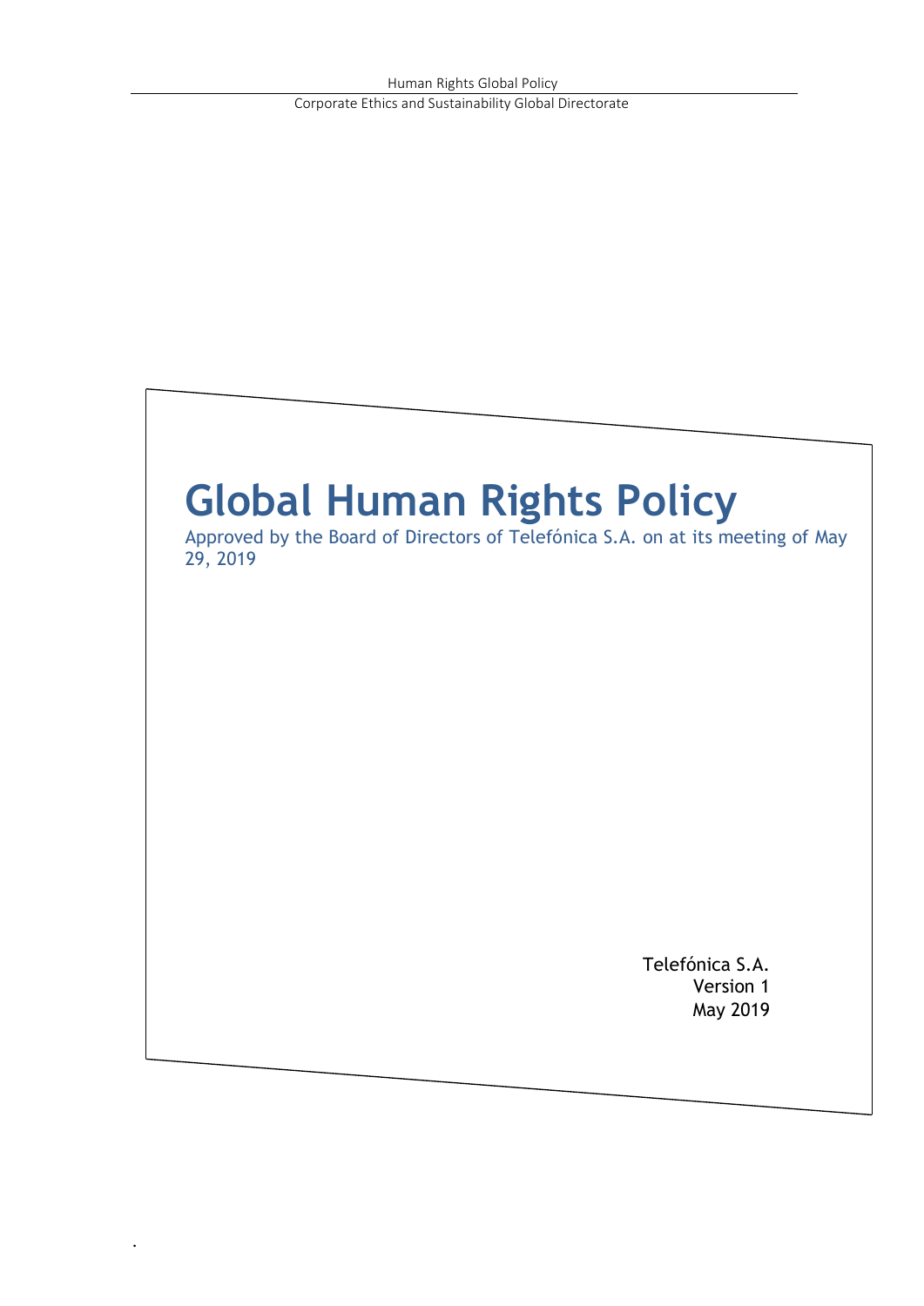# Global Human Rights Policy

Approved by the Board of Directors of Telefónica S.A. on at its meeting of May 29, 2019

Telefónica S.A.
Version 1
May 2019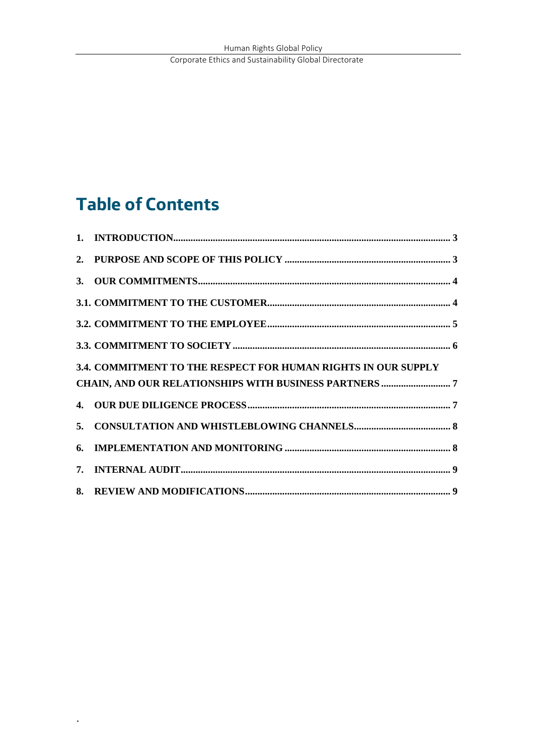# Table of Contents

**1. INTRODUCTION** .......... 3

**2. PURPOSE AND SCOPE OF THIS POLICY** .......... 3

**3. OUR COMMITMENTS** .......... 4

**3.1. COMMITMENT TO THE CUSTOMER** .......... 4

**3.2. COMMITMENT TO THE EMPLOYEE** .......... 5

**3.3. COMMITMENT TO SOCIETY** .......... 6

**3.4. COMMITMENT TO THE RESPECT FOR HUMAN RIGHTS IN OUR SUPPLY CHAIN, AND OUR RELATIONSHIPS WITH BUSINESS PARTNERS** .......... 7

**4. OUR DUE DILIGENCE PROCESS** .......... 7

**5. CONSULTATION AND WHISTLEBLOWING CHANNELS** .......... 8

**6. IMPLEMENTATION AND MONITORING** .......... 8

**7. INTERNAL AUDIT** .......... 9

**8. REVIEW AND MODIFICATIONS** .......... 9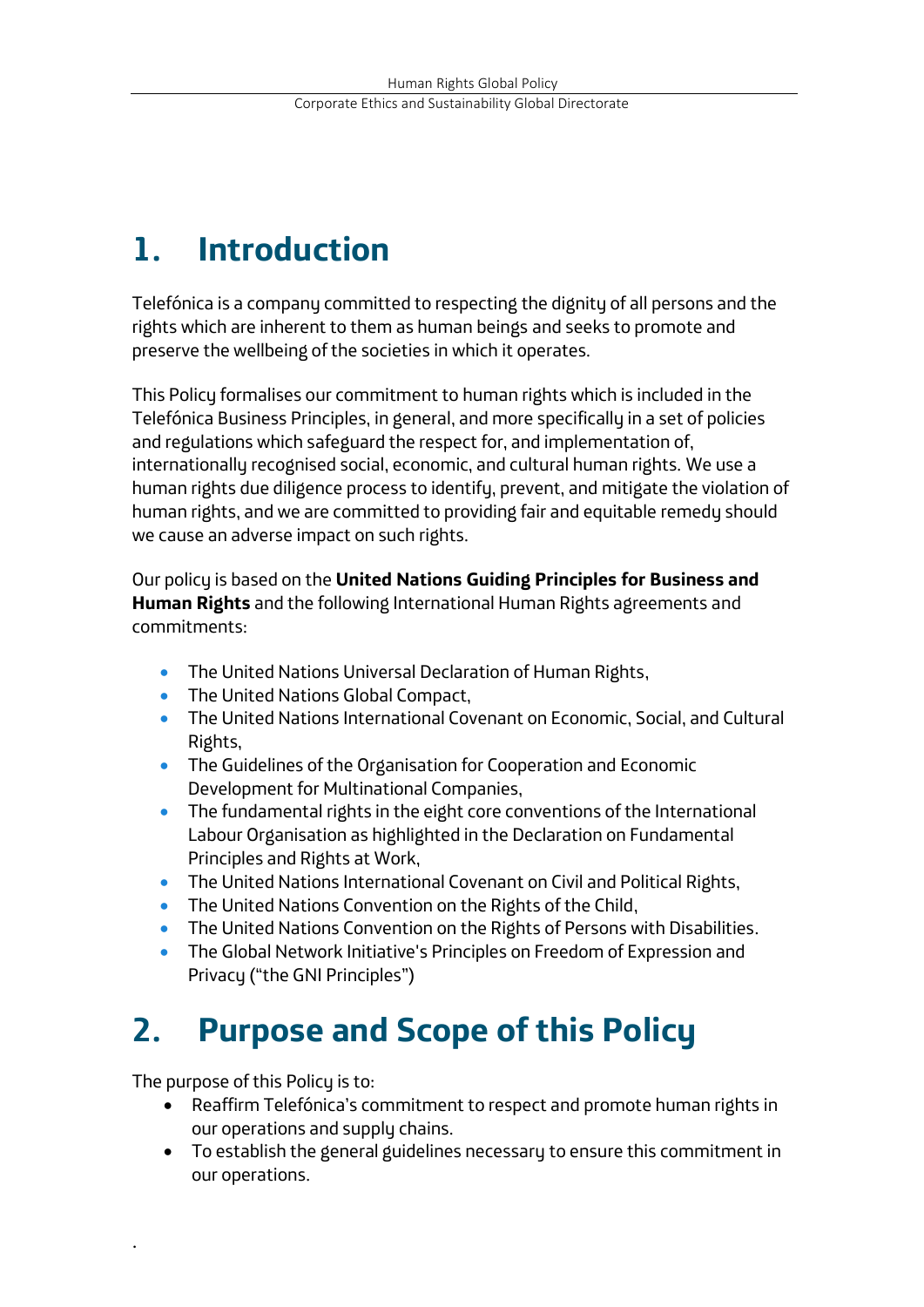# 1. Introduction

Telefónica is a company committed to respecting the dignity of all persons and the rights which are inherent to them as human beings and seeks to promote and preserve the wellbeing of the societies in which it operates.

This Policy formalises our commitment to human rights which is included in the Telefónica Business Principles, in general, and more specifically in a set of policies and regulations which safeguard the respect for, and implementation of, internationally recognised social, economic, and cultural human rights. We use a human rights due diligence process to identify, prevent, and mitigate the violation of human rights, and we are committed to providing fair and equitable remedy should we cause an adverse impact on such rights.

Our policy is based on the **United Nations Guiding Principles for Business and Human Rights** and the following International Human Rights agreements and commitments:

- The United Nations Universal Declaration of Human Rights,
- The United Nations Global Compact,
- The United Nations International Covenant on Economic, Social, and Cultural Rights,
- The Guidelines of the Organisation for Cooperation and Economic Development for Multinational Companies,
- The fundamental rights in the eight core conventions of the International Labour Organisation as highlighted in the Declaration on Fundamental Principles and Rights at Work,
- The United Nations International Covenant on Civil and Political Rights,
- The United Nations Convention on the Rights of the Child,
- The United Nations Convention on the Rights of Persons with Disabilities.
- The Global Network Initiative's Principles on Freedom of Expression and Privacy ("the GNI Principles")

# 2. Purpose and Scope of this Policy

The purpose of this Policy is to:

- Reaffirm Telefónica's commitment to respect and promote human rights in our operations and supply chains.
- To establish the general guidelines necessary to ensure this commitment in our operations.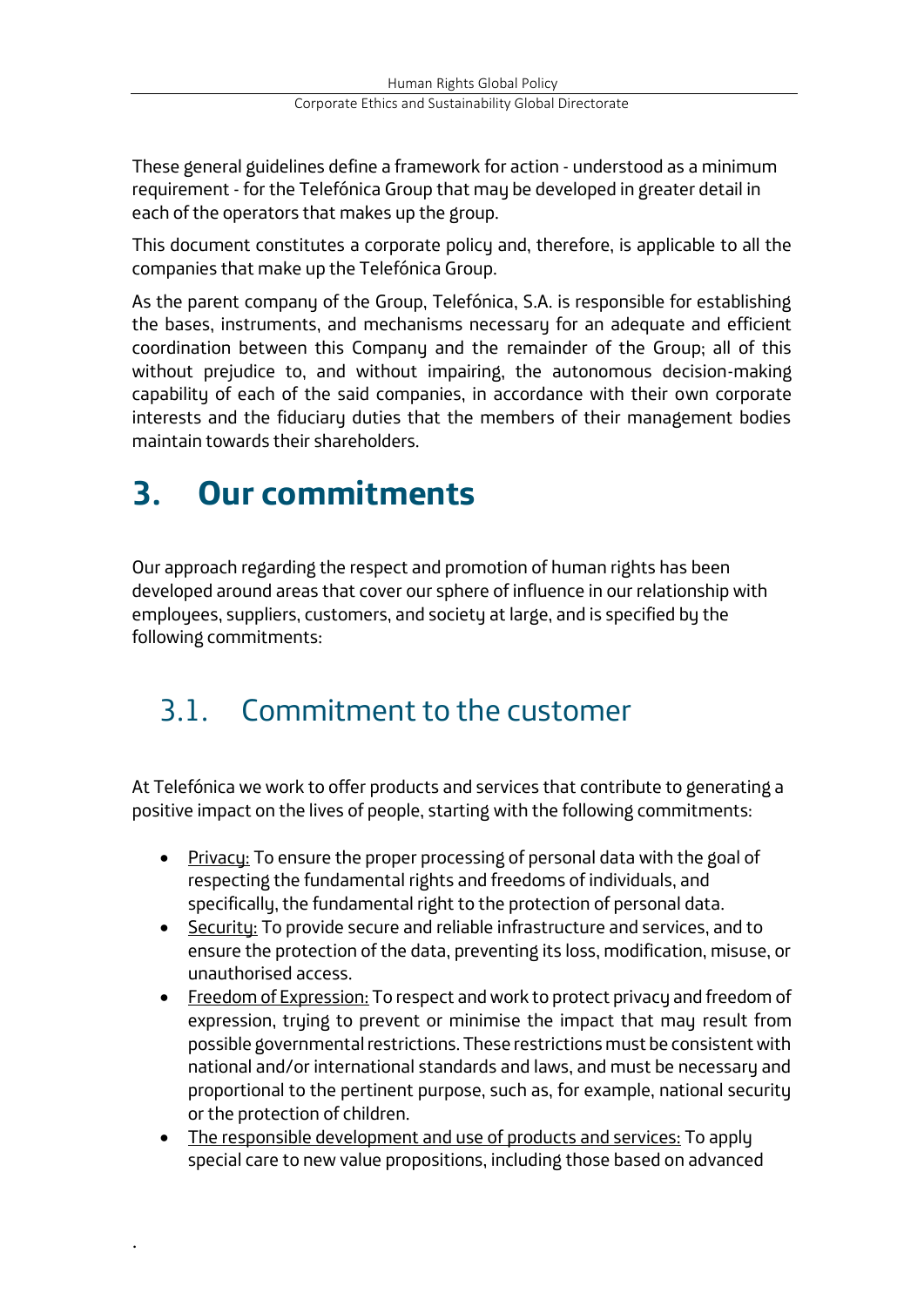These general guidelines define a framework for action - understood as a minimum requirement - for the Telefónica Group that may be developed in greater detail in each of the operators that makes up the group.

This document constitutes a corporate policy and, therefore, is applicable to all the companies that make up the Telefónica Group.

As the parent company of the Group, Telefónica, S.A. is responsible for establishing the bases, instruments, and mechanisms necessary for an adequate and efficient coordination between this Company and the remainder of the Group; all of this without prejudice to, and without impairing, the autonomous decision-making capability of each of the said companies, in accordance with their own corporate interests and the fiduciary duties that the members of their management bodies maintain towards their shareholders.

# 3. Our commitments

Our approach regarding the respect and promotion of human rights has been developed around areas that cover our sphere of influence in our relationship with employees, suppliers, customers, and society at large, and is specified by the following commitments:

## 3.1. Commitment to the customer

At Telefónica we work to offer products and services that contribute to generating a positive impact on the lives of people, starting with the following commitments:

- Privacy: To ensure the proper processing of personal data with the goal of respecting the fundamental rights and freedoms of individuals, and specifically, the fundamental right to the protection of personal data.
- Security: To provide secure and reliable infrastructure and services, and to ensure the protection of the data, preventing its loss, modification, misuse, or unauthorised access.
- Freedom of Expression: To respect and work to protect privacy and freedom of expression, trying to prevent or minimise the impact that may result from possible governmental restrictions. These restrictions must be consistent with national and/or international standards and laws, and must be necessary and proportional to the pertinent purpose, such as, for example, national security or the protection of children.
- The responsible development and use of products and services: To apply special care to new value propositions, including those based on advanced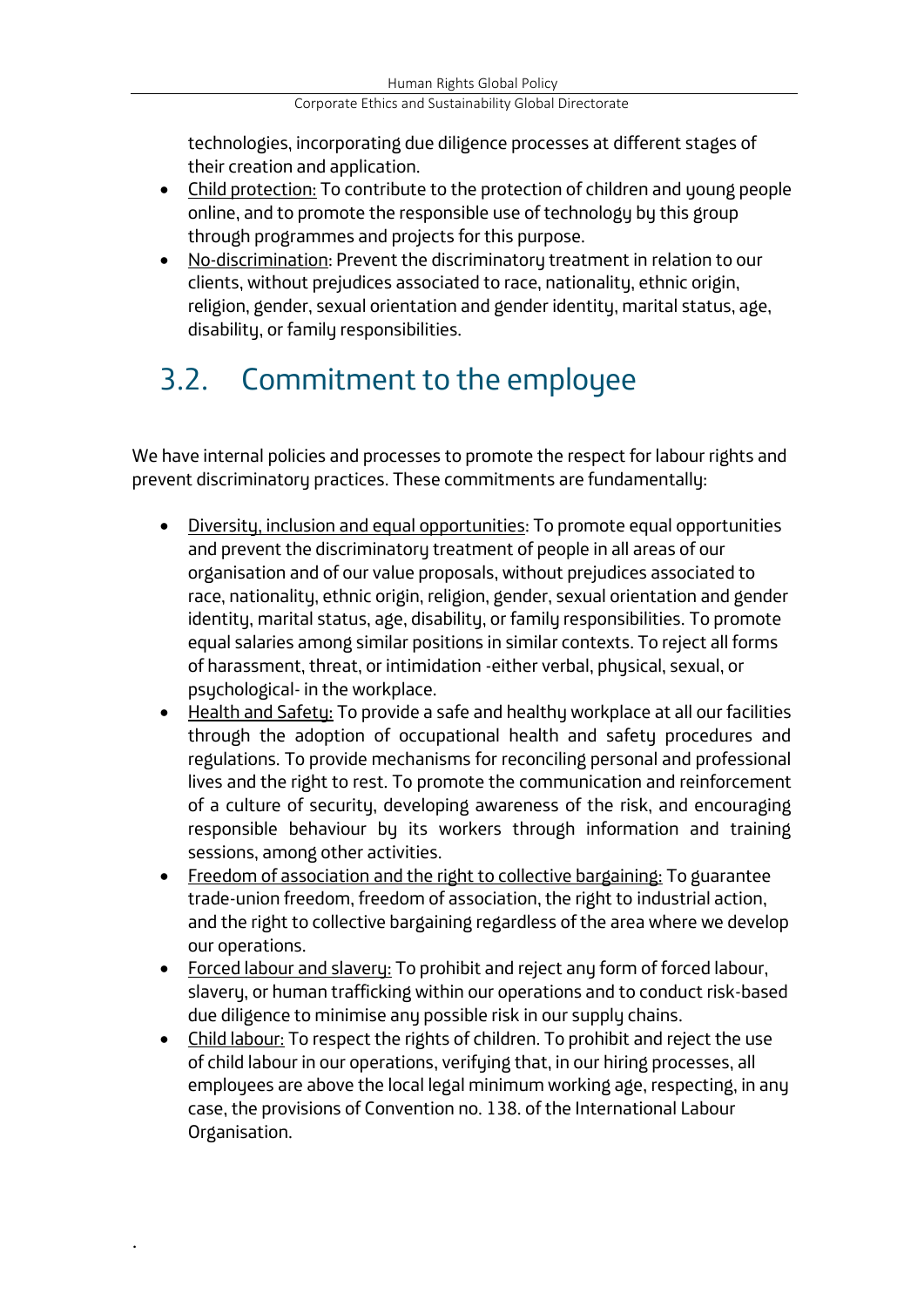technologies, incorporating due diligence processes at different stages of their creation and application.

- Child protection: To contribute to the protection of children and young people online, and to promote the responsible use of technology by this group through programmes and projects for this purpose.
- No-discrimination: Prevent the discriminatory treatment in relation to our clients, without prejudices associated to race, nationality, ethnic origin, religion, gender, sexual orientation and gender identity, marital status, age, disability, or family responsibilities.

## 3.2. Commitment to the employee

We have internal policies and processes to promote the respect for labour rights and prevent discriminatory practices. These commitments are fundamentally:

- Diversity, inclusion and equal opportunities: To promote equal opportunities and prevent the discriminatory treatment of people in all areas of our organisation and of our value proposals, without prejudices associated to race, nationality, ethnic origin, religion, gender, sexual orientation and gender identity, marital status, age, disability, or family responsibilities. To promote equal salaries among similar positions in similar contexts. To reject all forms of harassment, threat, or intimidation -either verbal, physical, sexual, or psychological- in the workplace.
- Health and Safety: To provide a safe and healthy workplace at all our facilities through the adoption of occupational health and safety procedures and regulations. To provide mechanisms for reconciling personal and professional lives and the right to rest. To promote the communication and reinforcement of a culture of security, developing awareness of the risk, and encouraging responsible behaviour by its workers through information and training sessions, among other activities.
- Freedom of association and the right to collective bargaining: To guarantee trade-union freedom, freedom of association, the right to industrial action, and the right to collective bargaining regardless of the area where we develop our operations.
- Forced labour and slavery: To prohibit and reject any form of forced labour, slavery, or human trafficking within our operations and to conduct risk-based due diligence to minimise any possible risk in our supply chains.
- Child labour: To respect the rights of children. To prohibit and reject the use of child labour in our operations, verifying that, in our hiring processes, all employees are above the local legal minimum working age, respecting, in any case, the provisions of Convention no. 138. of the International Labour Organisation.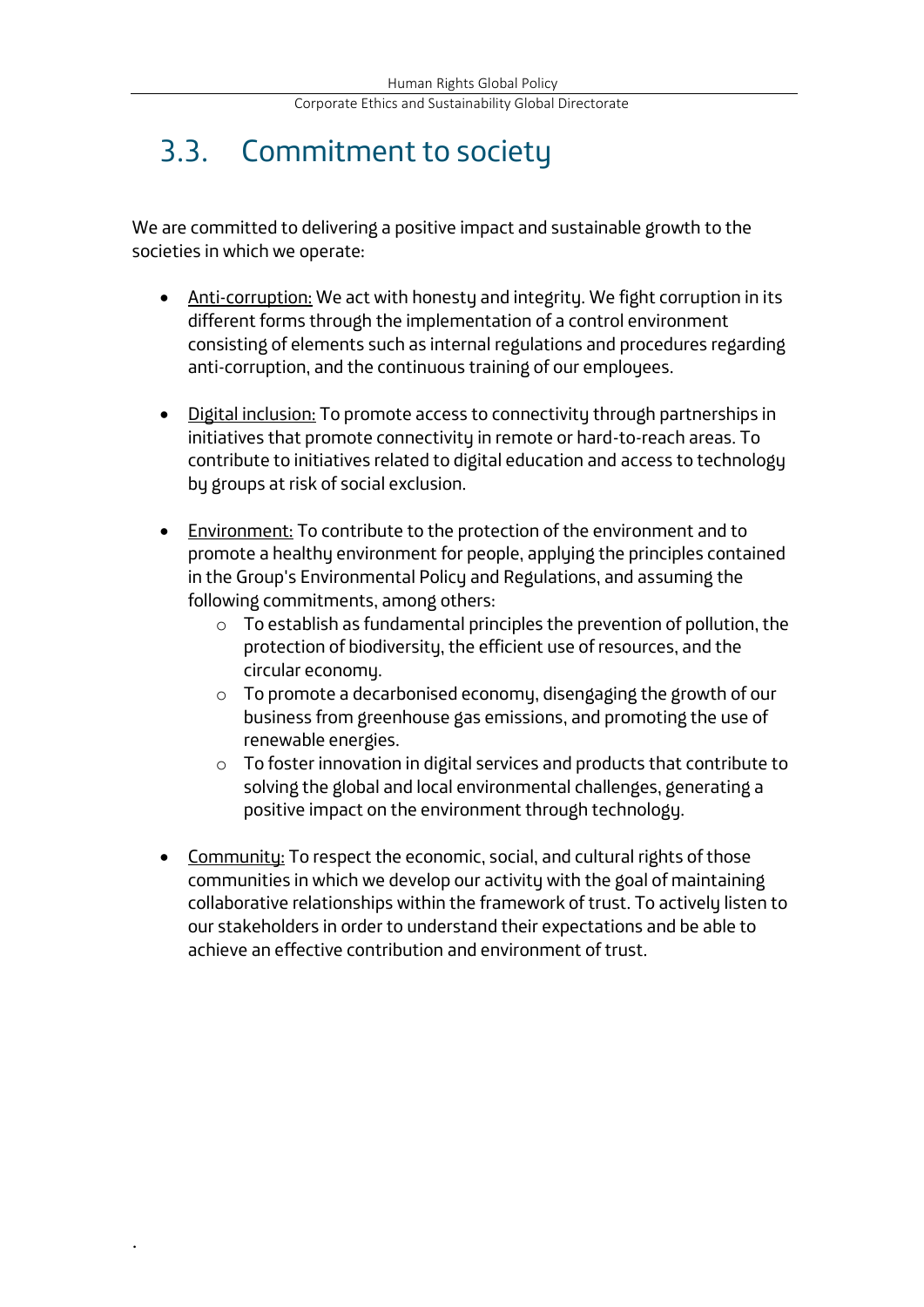## 3.3. Commitment to society

We are committed to delivering a positive impact and sustainable growth to the societies in which we operate:

- Anti-corruption: We act with honesty and integrity. We fight corruption in its different forms through the implementation of a control environment consisting of elements such as internal regulations and procedures regarding anti-corruption, and the continuous training of our employees.

- Digital inclusion: To promote access to connectivity through partnerships in initiatives that promote connectivity in remote or hard-to-reach areas. To contribute to initiatives related to digital education and access to technology by groups at risk of social exclusion.

- Environment: To contribute to the protection of the environment and to promote a healthy environment for people, applying the principles contained in the Group's Environmental Policy and Regulations, and assuming the following commitments, among others:
    - To establish as fundamental principles the prevention of pollution, the protection of biodiversity, the efficient use of resources, and the circular economy.
    - To promote a decarbonised economy, disengaging the growth of our business from greenhouse gas emissions, and promoting the use of renewable energies.
    - To foster innovation in digital services and products that contribute to solving the global and local environmental challenges, generating a positive impact on the environment through technology.

- Community: To respect the economic, social, and cultural rights of those communities in which we develop our activity with the goal of maintaining collaborative relationships within the framework of trust. To actively listen to our stakeholders in order to understand their expectations and be able to achieve an effective contribution and environment of trust.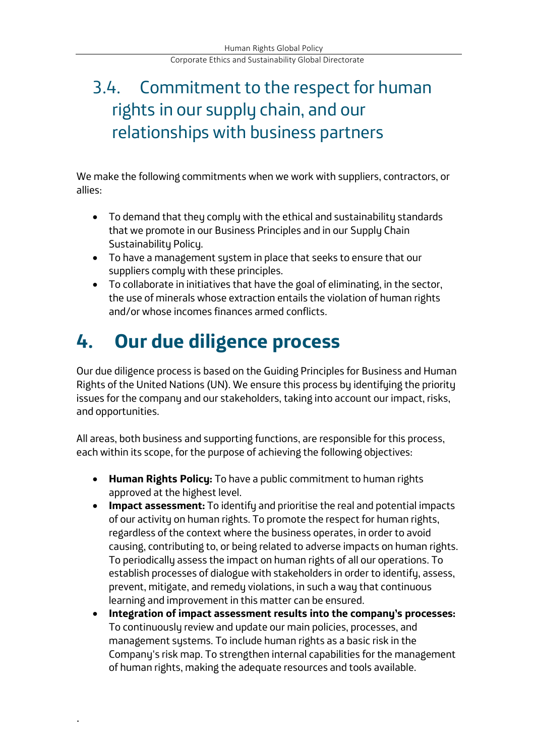## 3.4. Commitment to the respect for human rights in our supply chain, and our relationships with business partners

We make the following commitments when we work with suppliers, contractors, or allies:

- To demand that they comply with the ethical and sustainability standards that we promote in our Business Principles and in our Supply Chain Sustainability Policy.
- To have a management system in place that seeks to ensure that our suppliers comply with these principles.
- To collaborate in initiatives that have the goal of eliminating, in the sector, the use of minerals whose extraction entails the violation of human rights and/or whose incomes finances armed conflicts.

# 4. Our due diligence process

Our due diligence process is based on the Guiding Principles for Business and Human Rights of the United Nations (UN). We ensure this process by identifying the priority issues for the company and our stakeholders, taking into account our impact, risks, and opportunities.

All areas, both business and supporting functions, are responsible for this process, each within its scope, for the purpose of achieving the following objectives:

- **Human Rights Policy:** To have a public commitment to human rights approved at the highest level.
- **Impact assessment:** To identify and prioritise the real and potential impacts of our activity on human rights. To promote the respect for human rights, regardless of the context where the business operates, in order to avoid causing, contributing to, or being related to adverse impacts on human rights. To periodically assess the impact on human rights of all our operations. To establish processes of dialogue with stakeholders in order to identify, assess, prevent, mitigate, and remedy violations, in such a way that continuous learning and improvement in this matter can be ensured.
- **Integration of impact assessment results into the company's processes:** To continuously review and update our main policies, processes, and management systems. To include human rights as a basic risk in the Company's risk map. To strengthen internal capabilities for the management of human rights, making the adequate resources and tools available.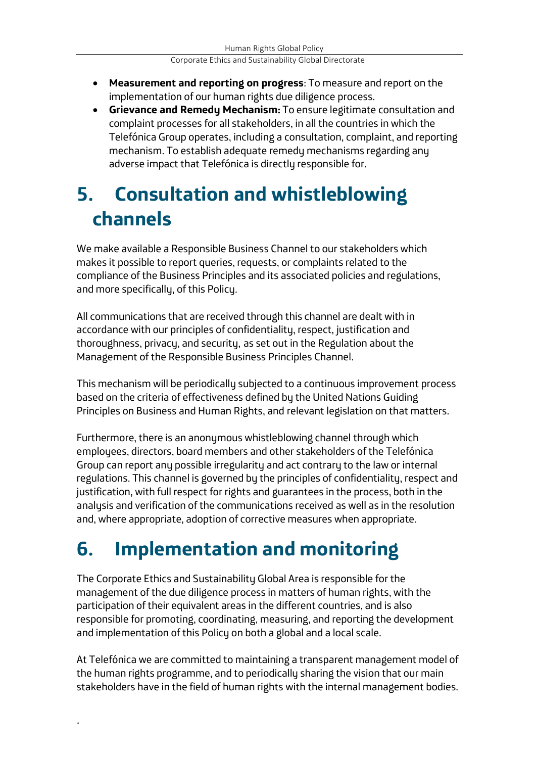- **Measurement and reporting on progress**: To measure and report on the implementation of our human rights due diligence process.
- **Grievance and Remedy Mechanism:** To ensure legitimate consultation and complaint processes for all stakeholders, in all the countries in which the Telefónica Group operates, including a consultation, complaint, and reporting mechanism. To establish adequate remedy mechanisms regarding any adverse impact that Telefónica is directly responsible for.

# 5. Consultation and whistleblowing channels

We make available a Responsible Business Channel to our stakeholders which makes it possible to report queries, requests, or complaints related to the compliance of the Business Principles and its associated policies and regulations, and more specifically, of this Policy.

All communications that are received through this channel are dealt with in accordance with our principles of confidentiality, respect, justification and thoroughness, privacy, and security, as set out in the Regulation about the Management of the Responsible Business Principles Channel.

This mechanism will be periodically subjected to a continuous improvement process based on the criteria of effectiveness defined by the United Nations Guiding Principles on Business and Human Rights, and relevant legislation on that matters.

Furthermore, there is an anonymous whistleblowing channel through which employees, directors, board members and other stakeholders of the Telefónica Group can report any possible irregularity and act contrary to the law or internal regulations. This channel is governed by the principles of confidentiality, respect and justification, with full respect for rights and guarantees in the process, both in the analysis and verification of the communications received as well as in the resolution and, where appropriate, adoption of corrective measures when appropriate.

# 6. Implementation and monitoring

The Corporate Ethics and Sustainability Global Area is responsible for the management of the due diligence process in matters of human rights, with the participation of their equivalent areas in the different countries, and is also responsible for promoting, coordinating, measuring, and reporting the development and implementation of this Policy on both a global and a local scale.

At Telefónica we are committed to maintaining a transparent management model of the human rights programme, and to periodically sharing the vision that our main stakeholders have in the field of human rights with the internal management bodies.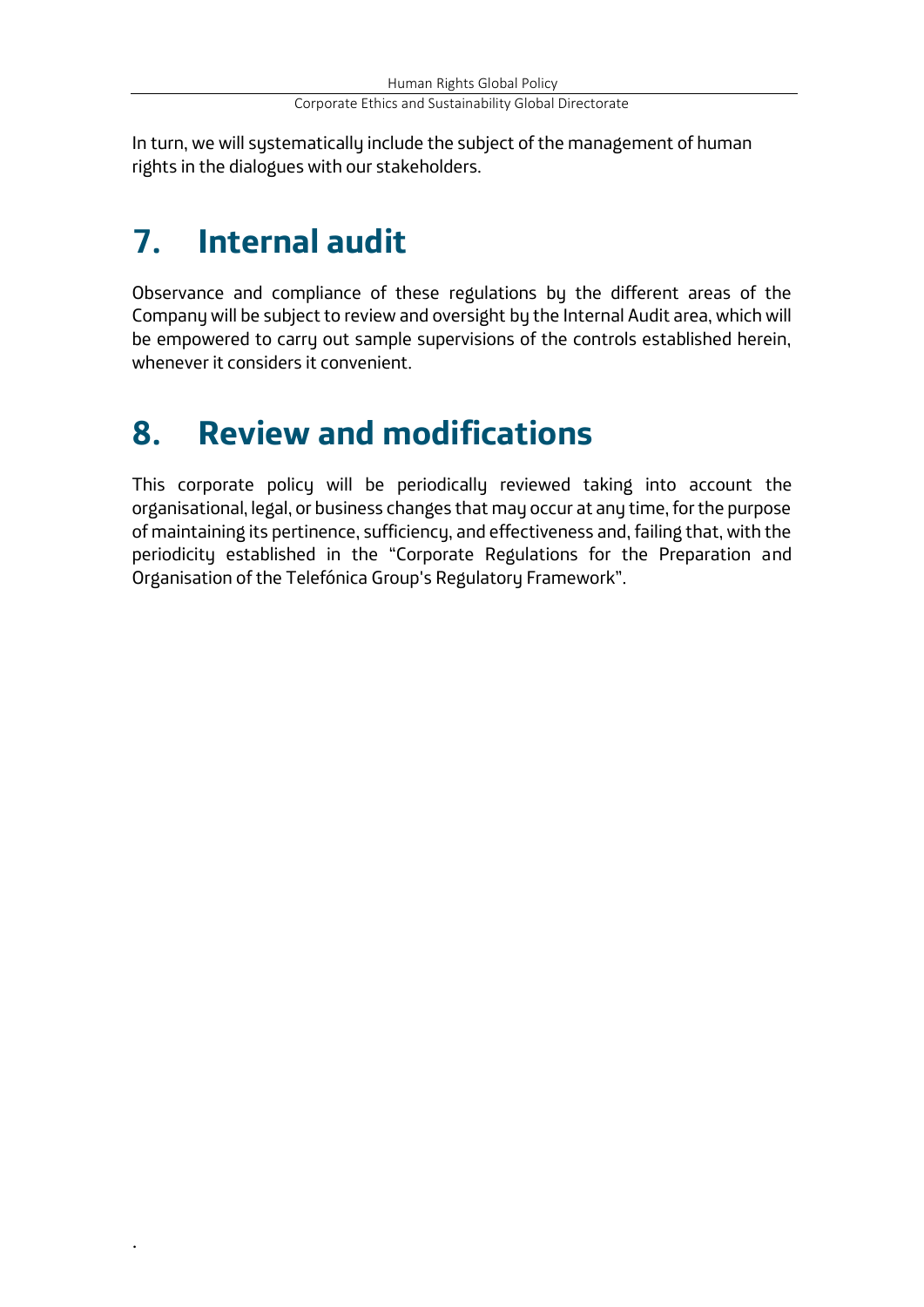In turn, we will systematically include the subject of the management of human rights in the dialogues with our stakeholders.

# 7. Internal audit

Observance and compliance of these regulations by the different areas of the Company will be subject to review and oversight by the Internal Audit area, which will be empowered to carry out sample supervisions of the controls established herein, whenever it considers it convenient.

# 8. Review and modifications

This corporate policy will be periodically reviewed taking into account the organisational, legal, or business changes that may occur at any time, for the purpose of maintaining its pertinence, sufficiency, and effectiveness and, failing that, with the periodicity established in the "Corporate Regulations for the Preparation and Organisation of the Telefónica Group's Regulatory Framework".